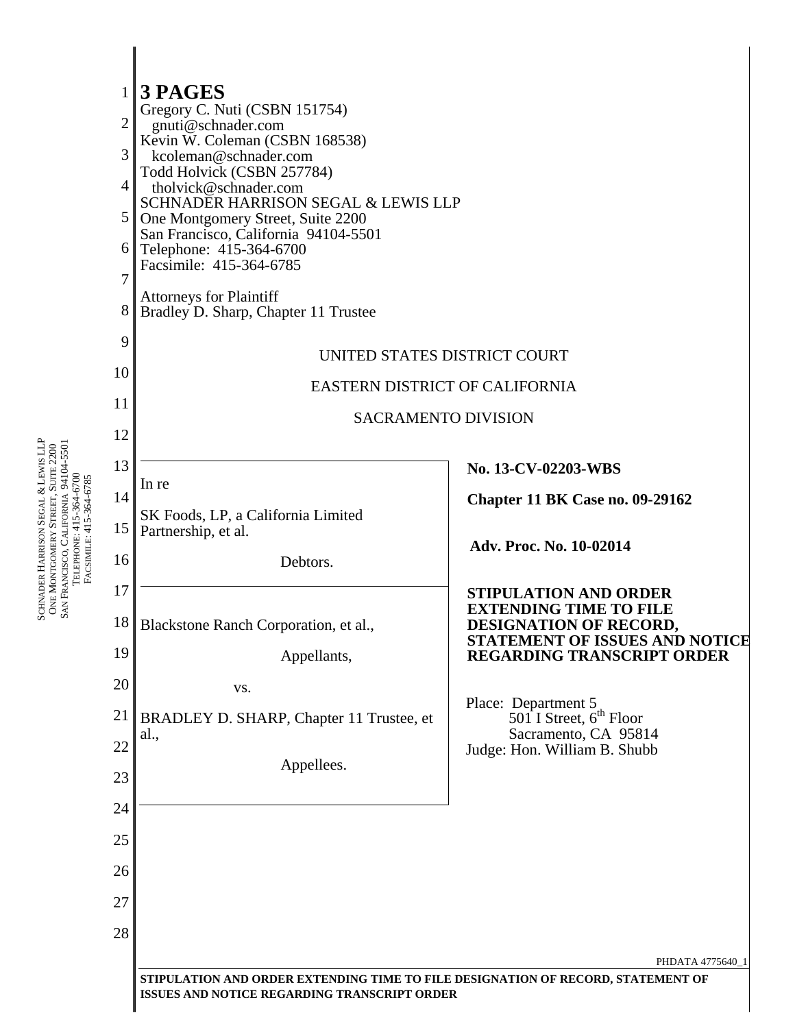**3 PAGES**

Gregory C. Nuti (CSBN 151754)
gnuti@schnader.com
Kevin W. Coleman (CSBN 168538)
kcoleman@schnader.com
Todd Holvick (CSBN 257784)
tholvick@schnader.com
SCHNADER HARRISON SEGAL & LEWIS LLP
One Montgomery Street, Suite 2200
San Francisco, California 94104-5501
Telephone: 415-364-6700
Facsimile: 415-364-6785

Attorneys for Plaintiff
Bradley D. Sharp, Chapter 11 Trustee

UNITED STATES DISTRICT COURT

EASTERN DISTRICT OF CALIFORNIA

SACRAMENTO DIVISION

In re

SK Foods, LP, a California Limited Partnership, et al.

Debtors.

Blackstone Ranch Corporation, et al.,

Appellants,

vs.

BRADLEY D. SHARP, Chapter 11 Trustee, et al.,

Appellees.

**No. 13-CV-02203-WBS**

**Chapter 11 BK Case no. 09-29162**

**Adv. Proc. No. 10-02014**

**STIPULATION AND ORDER EXTENDING TIME TO FILE DESIGNATION OF RECORD, STATEMENT OF ISSUES AND NOTICE REGARDING TRANSCRIPT ORDER**

Place: Department 5
501 I Street, 6th Floor
Sacramento, CA 95814
Judge: Hon. William B. Shubb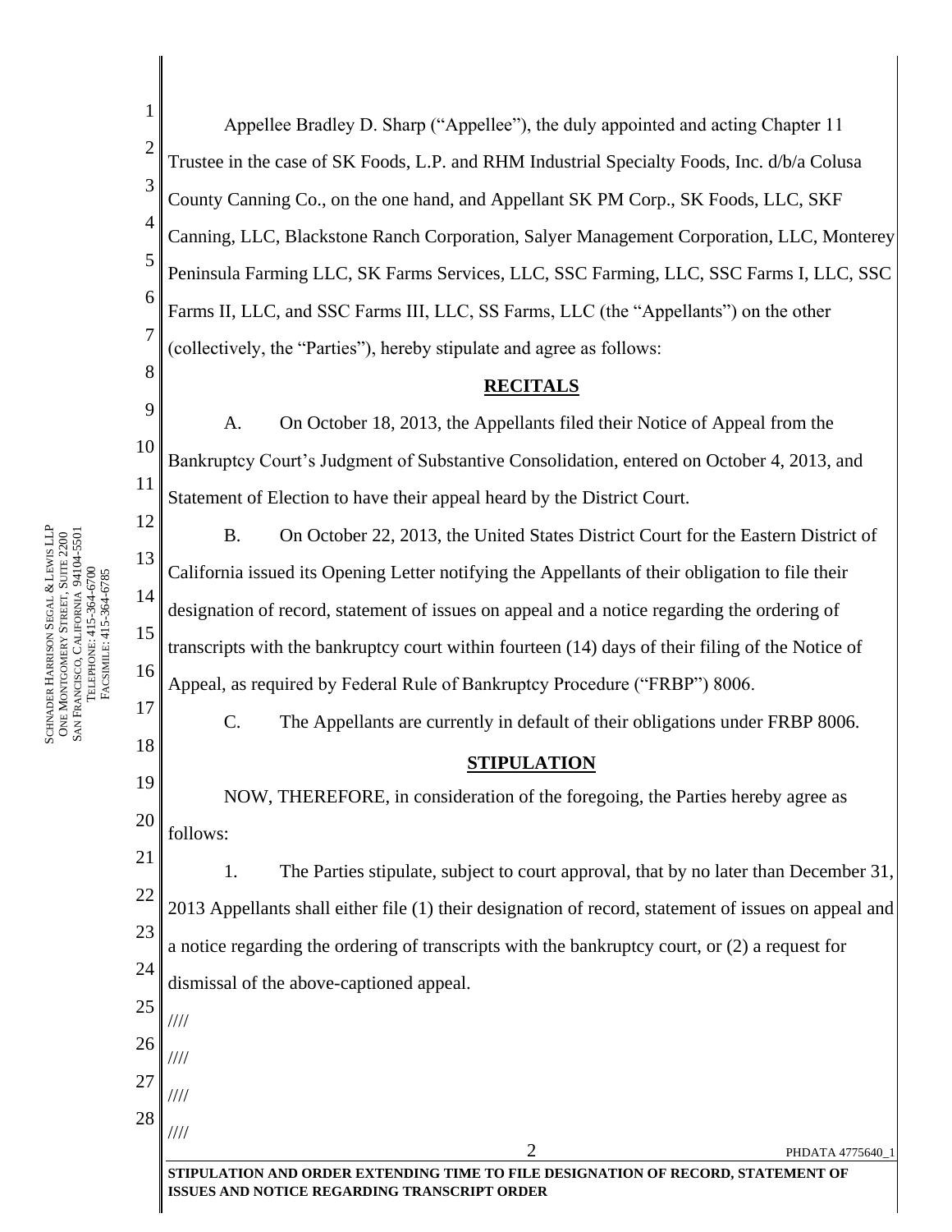Appellee Bradley D. Sharp ("Appellee"), the duly appointed and acting Chapter 11 Trustee in the case of SK Foods, L.P. and RHM Industrial Specialty Foods, Inc. d/b/a Colusa County Canning Co., on the one hand, and Appellant SK PM Corp., SK Foods, LLC, SKF Canning, LLC, Blackstone Ranch Corporation, Salyer Management Corporation, LLC, Monterey Peninsula Farming LLC, SK Farms Services, LLC, SSC Farming, LLC, SSC Farms I, LLC, SSC Farms II, LLC, and SSC Farms III, LLC, SS Farms, LLC (the "Appellants") on the other (collectively, the "Parties"), hereby stipulate and agree as follows:

## RECITALS

A. On October 18, 2013, the Appellants filed their Notice of Appeal from the Bankruptcy Court's Judgment of Substantive Consolidation, entered on October 4, 2013, and Statement of Election to have their appeal heard by the District Court.

B. On October 22, 2013, the United States District Court for the Eastern District of California issued its Opening Letter notifying the Appellants of their obligation to file their designation of record, statement of issues on appeal and a notice regarding the ordering of transcripts with the bankruptcy court within fourteen (14) days of their filing of the Notice of Appeal, as required by Federal Rule of Bankruptcy Procedure ("FRBP") 8006.

C. The Appellants are currently in default of their obligations under FRBP 8006.

## STIPULATION

NOW, THEREFORE, in consideration of the foregoing, the Parties hereby agree as follows:

1. The Parties stipulate, subject to court approval, that by no later than December 31, 2013 Appellants shall either file (1) their designation of record, statement of issues on appeal and a notice regarding the ordering of transcripts with the bankruptcy court, or (2) a request for dismissal of the above-captioned appeal.

////

////

////

////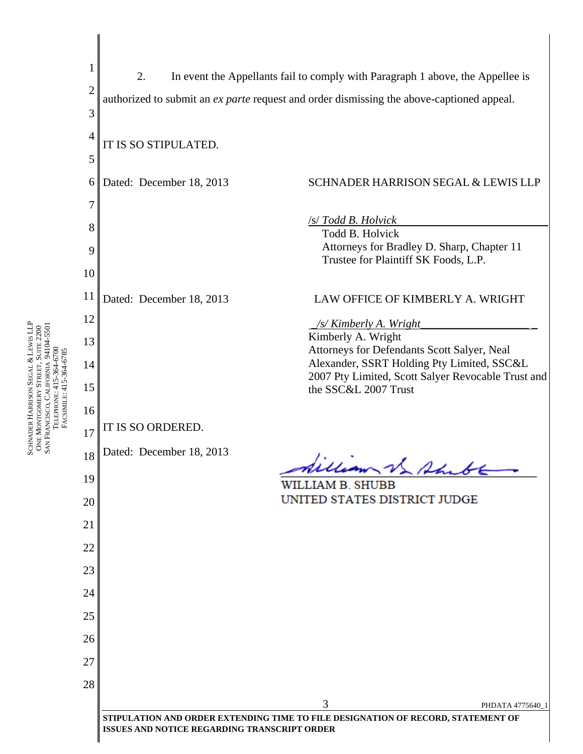2. In event the Appellants fail to comply with Paragraph 1 above, the Appellee is authorized to submit an *ex parte* request and order dismissing the above-captioned appeal.

IT IS SO STIPULATED.

Dated: December 18, 2013

SCHNADER HARRISON SEGAL & LEWIS LLP

/s/ *Todd B. Holvick*
Todd B. Holvick
Attorneys for Bradley D. Sharp, Chapter 11 Trustee for Plaintiff SK Foods, L.P.

Dated: December 18, 2013

LAW OFFICE OF KIMBERLY A. WRIGHT

*/s/ Kimberly A. Wright*
Kimberly A. Wright
Attorneys for Defendants Scott Salyer, Neal Alexander, SSRT Holding Pty Limited, SSC&L 2007 Pty Limited, Scott Salyer Revocable Trust and the SSC&L 2007 Trust

IT IS SO ORDERED.

Dated: December 18, 2013

WILLIAM B. SHUBB
UNITED STATES DISTRICT JUDGE

**STIPULATION AND ORDER EXTENDING TIME TO FILE DESIGNATION OF RECORD, STATEMENT OF ISSUES AND NOTICE REGARDING TRANSCRIPT ORDER**